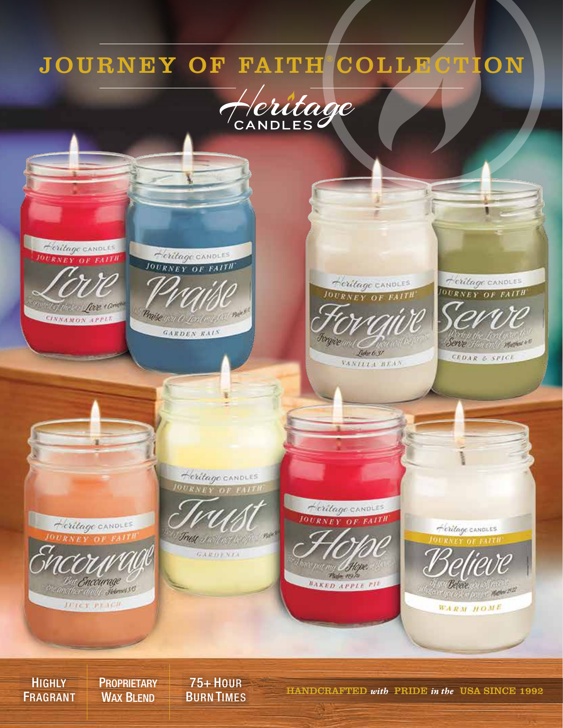# JOURNEY OF FAITH® COLLECTION

Heritage CANDLES

Love — CINNAMON APPLE

Praise — GARDEN RAIN

Forgive — VANILLA BEAN

Serve — CEDAR & SPICE

Encourage — JUICY PEACH

Trust — GARDENIA

Hope — BAKED APPLE PIE

Believe — WARM HOME

HIGHLY FRAGRANT | PROPRIETARY WAX BLEND | 75+ HOUR BURN TIMES

HANDCRAFTED *with* PRIDE *in the* USA SINCE 1992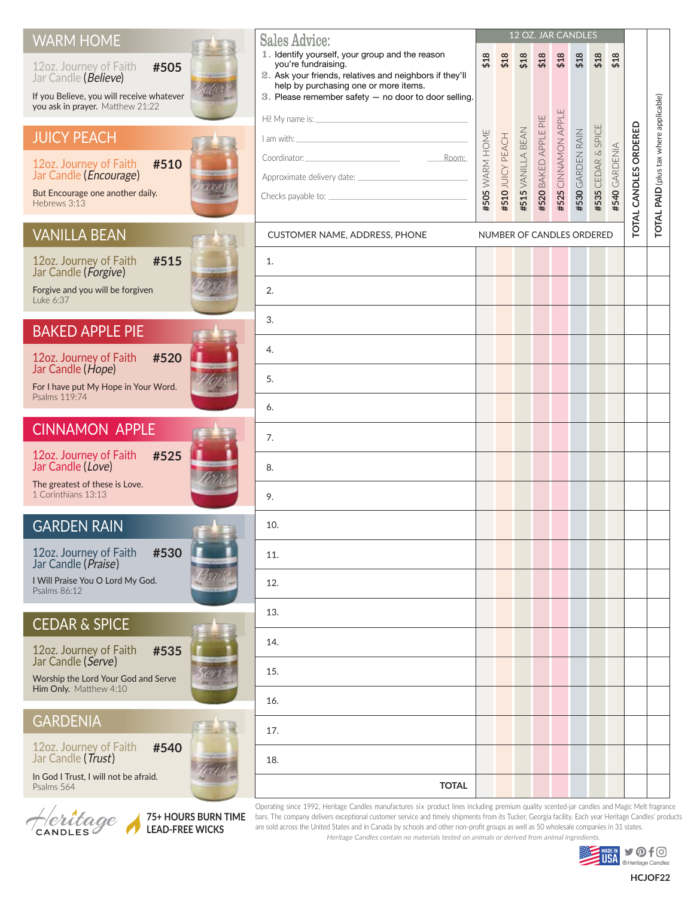## WARM HOME

12oz. Journey of Faith Jar Candle (*Believe*) **#505**

If you Believe, you will receive whatever you ask in prayer. Matthew 21:22

## JUICY PEACH

12oz. Journey of Faith Jar Candle (*Encourage*) **#510**

But Encourage one another daily. Hebrews 3:13

## VANILLA BEAN

12oz. Journey of Faith Jar Candle (*Forgive*) **#515**

Forgive and you will be forgiven Luke 6:37

## BAKED APPLE PIE

12oz. Journey of Faith Jar Candle (*Hope*) **#520**

For I have put My Hope in Your Word. Psalms 119:74

## CINNAMON APPLE

12oz. Journey of Faith Jar Candle (*Love*) **#525**

The greatest of these is Love. 1 Corinthians 13:13

## GARDEN RAIN

12oz. Journey of Faith Jar Candle (*Praise*) **#530**

I Will Praise You O Lord My God. Psalms 86:12

## CEDAR & SPICE

12oz. Journey of Faith Jar Candle (*Serve*) **#535**

Worship the Lord Your God and Serve Him Only. Matthew 4:10

## GARDENIA

12oz. Journey of Faith Jar Candle (*Trust*) **#540**

In God I Trust, I will not be afraid. Psalms 564

Heritage CANDLES

**75+ HOURS BURN TIME**
**LEAD-FREE WICKS**

## Sales Advice:

1. Identify yourself, your group and the reason you're fundraising.
2. Ask your friends, relatives and neighbors if they'll help by purchasing one or more items.
3. Please remember safety — no door to door selling.

Hi! My name is: ______________________

I am with: ______________________

Coordinator: ______________ Room: ______

Approximate delivery date: ______________________

Checks payable to: ______________________

| CUSTOMER NAME, ADDRESS, PHONE | 12 OZ. JAR CANDLES – NUMBER OF CANDLES ORDERED | | | | | | | | TOTAL CANDLES ORDERED | TOTAL PAID (plus tax where applicable) |
|---|---|---|---|---|---|---|---|---|---|---|
| | $18 #505 WARM HOME | $18 #510 JUICY PEACH | $18 #515 VANILLA BEAN | $18 #520 BAKED APPLE PIE | $18 #525 CINNAMON APPLE | $18 #530 GARDEN RAIN | $18 #535 CEDAR & SPICE | $18 #540 GARDENIA | | |
| 1. | | | | | | | | | | |
| 2. | | | | | | | | | | |
| 3. | | | | | | | | | | |
| 4. | | | | | | | | | | |
| 5. | | | | | | | | | | |
| 6. | | | | | | | | | | |
| 7. | | | | | | | | | | |
| 8. | | | | | | | | | | |
| 9. | | | | | | | | | | |
| 10. | | | | | | | | | | |
| 11. | | | | | | | | | | |
| 12. | | | | | | | | | | |
| 13. | | | | | | | | | | |
| 14. | | | | | | | | | | |
| 15. | | | | | | | | | | |
| 16. | | | | | | | | | | |
| 17. | | | | | | | | | | |
| 18. | | | | | | | | | | |
| TOTAL | | | | | | | | | | |

Operating since 1992, Heritage Candles manufactures six product lines including premium quality scented-jar candles and Magic Melt fragrance bars. The company delivers exceptional customer service and timely shipments from its Tucker, Georgia facility. Each year Heritage Candles' products are sold across the United States and in Canada by schools and other non-profit groups as well as 50 wholesale companies in 31 states.

*Heritage Candles contain no materials tested on animals or derived from animal ingredients.*

MADE IN USA

@Heritage Candles

HCJOF22